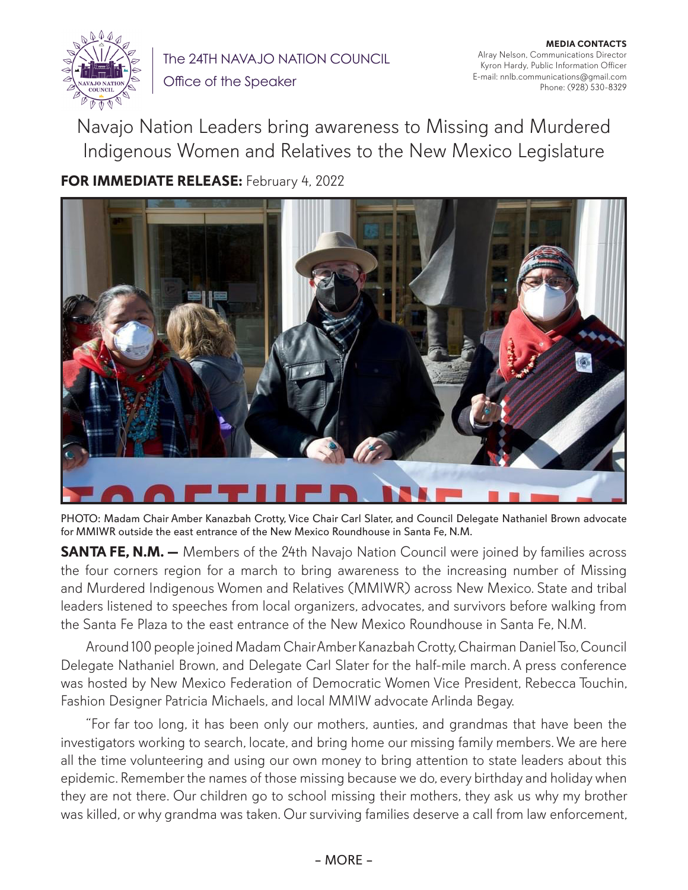The 24TH NAVAJO NATION COUNCIL

Office of the Speaker

**MEDIA CONTACTS**
Alray Nelson, Communications Director
Kyron Hardy, Public Information Officer
E-mail: nnlb.communications@gmail.com
Phone: (928) 530-8329

# Navajo Nation Leaders bring awareness to Missing and Murdered Indigenous Women and Relatives to the New Mexico Legislature

**FOR IMMEDIATE RELEASE:** February 4, 2022

PHOTO: Madam Chair Amber Kanazbah Crotty, Vice Chair Carl Slater, and Council Delegate Nathaniel Brown advocate for MMIWR outside the east entrance of the New Mexico Roundhouse in Santa Fe, N.M.

**SANTA FE, N.M. —** Members of the 24th Navajo Nation Council were joined by families across the four corners region for a march to bring awareness to the increasing number of Missing and Murdered Indigenous Women and Relatives (MMIWR) across New Mexico. State and tribal leaders listened to speeches from local organizers, advocates, and survivors before walking from the Santa Fe Plaza to the east entrance of the New Mexico Roundhouse in Santa Fe, N.M.

Around 100 people joined Madam Chair Amber Kanazbah Crotty, Chairman Daniel Tso, Council Delegate Nathaniel Brown, and Delegate Carl Slater for the half-mile march. A press conference was hosted by New Mexico Federation of Democratic Women Vice President, Rebecca Touchin, Fashion Designer Patricia Michaels, and local MMIW advocate Arlinda Begay.

"For far too long, it has been only our mothers, aunties, and grandmas that have been the investigators working to search, locate, and bring home our missing family members. We are here all the time volunteering and using our own money to bring attention to state leaders about this epidemic. Remember the names of those missing because we do, every birthday and holiday when they are not there. Our children go to school missing their mothers, they ask us why my brother was killed, or why grandma was taken. Our surviving families deserve a call from law enforcement,

– MORE –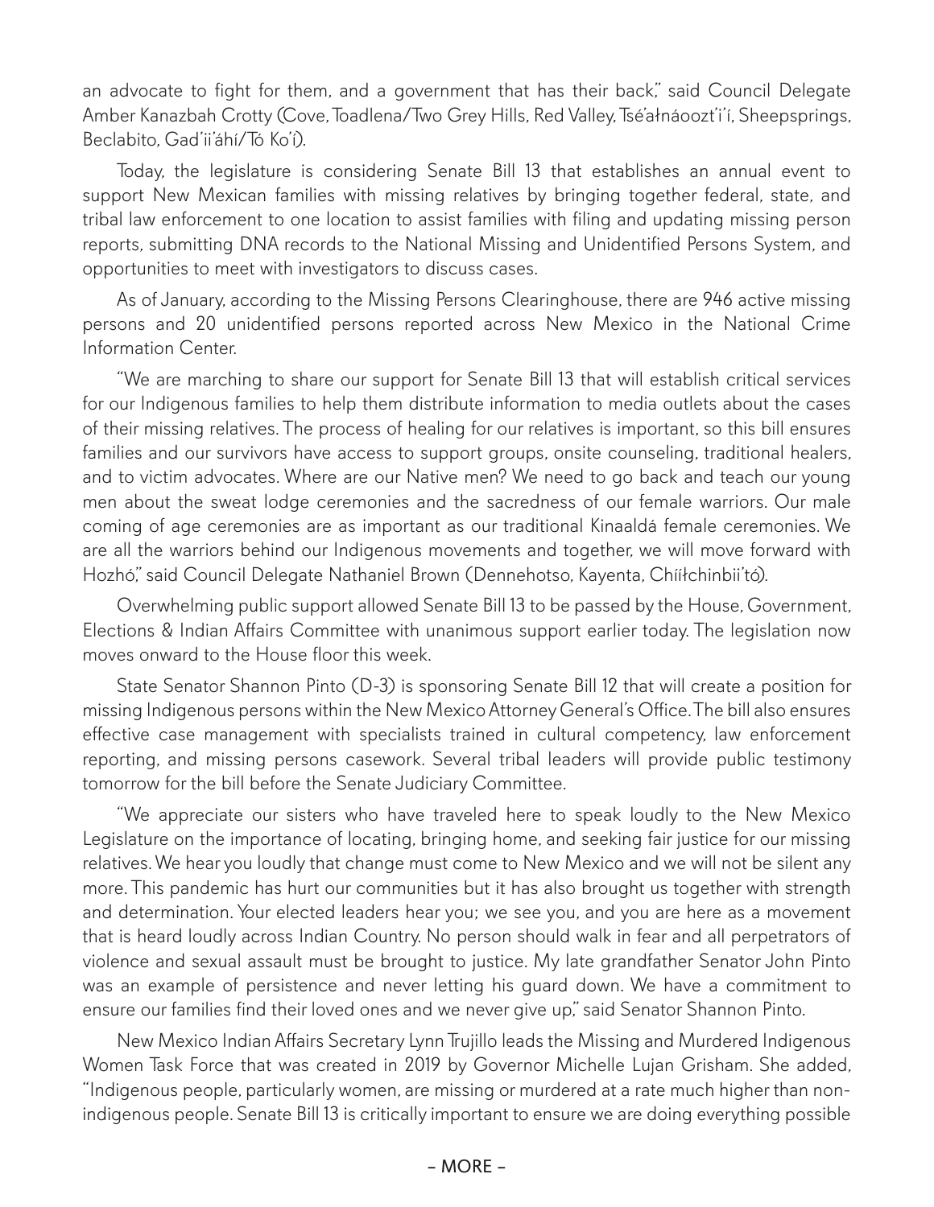an advocate to fight for them, and a government that has their back," said Council Delegate Amber Kanazbah Crotty (Cove, Toadlena/Two Grey Hills, Red Valley, Tsé'ałnáoozt'i'í, Sheepsprings, Beclabito, Gad'ii'áhí/Tó Ko'í).

Today, the legislature is considering Senate Bill 13 that establishes an annual event to support New Mexican families with missing relatives by bringing together federal, state, and tribal law enforcement to one location to assist families with filing and updating missing person reports, submitting DNA records to the National Missing and Unidentified Persons System, and opportunities to meet with investigators to discuss cases.

As of January, according to the Missing Persons Clearinghouse, there are 946 active missing persons and 20 unidentified persons reported across New Mexico in the National Crime Information Center.

"We are marching to share our support for Senate Bill 13 that will establish critical services for our Indigenous families to help them distribute information to media outlets about the cases of their missing relatives. The process of healing for our relatives is important, so this bill ensures families and our survivors have access to support groups, onsite counseling, traditional healers, and to victim advocates. Where are our Native men? We need to go back and teach our young men about the sweat lodge ceremonies and the sacredness of our female warriors. Our male coming of age ceremonies are as important as our traditional Kinaaldá female ceremonies. We are all the warriors behind our Indigenous movements and together, we will move forward with Hozhó," said Council Delegate Nathaniel Brown (Dennehotso, Kayenta, Chííłchinbii'tó).

Overwhelming public support allowed Senate Bill 13 to be passed by the House, Government, Elections & Indian Affairs Committee with unanimous support earlier today. The legislation now moves onward to the House floor this week.

State Senator Shannon Pinto (D-3) is sponsoring Senate Bill 12 that will create a position for missing Indigenous persons within the New Mexico Attorney General's Office. The bill also ensures effective case management with specialists trained in cultural competency, law enforcement reporting, and missing persons casework. Several tribal leaders will provide public testimony tomorrow for the bill before the Senate Judiciary Committee.

"We appreciate our sisters who have traveled here to speak loudly to the New Mexico Legislature on the importance of locating, bringing home, and seeking fair justice for our missing relatives. We hear you loudly that change must come to New Mexico and we will not be silent any more. This pandemic has hurt our communities but it has also brought us together with strength and determination. Your elected leaders hear you; we see you, and you are here as a movement that is heard loudly across Indian Country. No person should walk in fear and all perpetrators of violence and sexual assault must be brought to justice. My late grandfather Senator John Pinto was an example of persistence and never letting his guard down. We have a commitment to ensure our families find their loved ones and we never give up," said Senator Shannon Pinto.

New Mexico Indian Affairs Secretary Lynn Trujillo leads the Missing and Murdered Indigenous Women Task Force that was created in 2019 by Governor Michelle Lujan Grisham. She added, "Indigenous people, particularly women, are missing or murdered at a rate much higher than non-indigenous people. Senate Bill 13 is critically important to ensure we are doing everything possible

– MORE –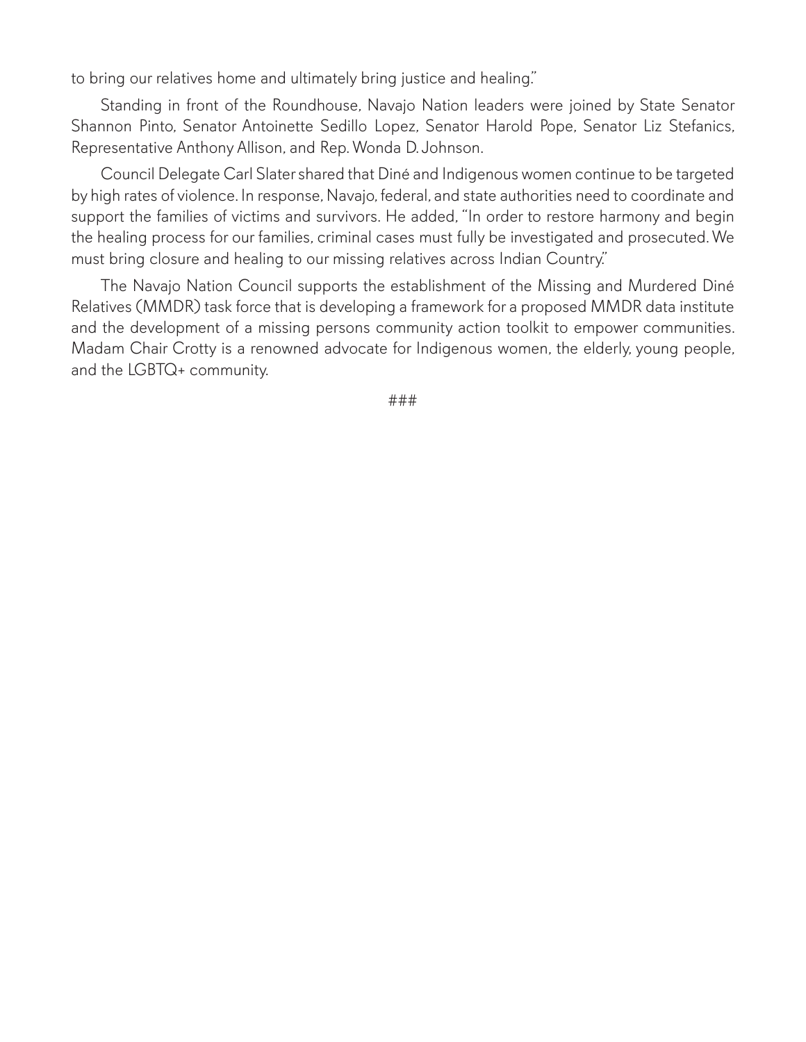to bring our relatives home and ultimately bring justice and healing."

Standing in front of the Roundhouse, Navajo Nation leaders were joined by State Senator Shannon Pinto, Senator Antoinette Sedillo Lopez, Senator Harold Pope, Senator Liz Stefanics, Representative Anthony Allison, and Rep. Wonda D. Johnson.

Council Delegate Carl Slater shared that Diné and Indigenous women continue to be targeted by high rates of violence. In response, Navajo, federal, and state authorities need to coordinate and support the families of victims and survivors. He added, "In order to restore harmony and begin the healing process for our families, criminal cases must fully be investigated and prosecuted. We must bring closure and healing to our missing relatives across Indian Country."

The Navajo Nation Council supports the establishment of the Missing and Murdered Diné Relatives (MMDR) task force that is developing a framework for a proposed MMDR data institute and the development of a missing persons community action toolkit to empower communities. Madam Chair Crotty is a renowned advocate for Indigenous women, the elderly, young people, and the LGBTQ+ community.

###